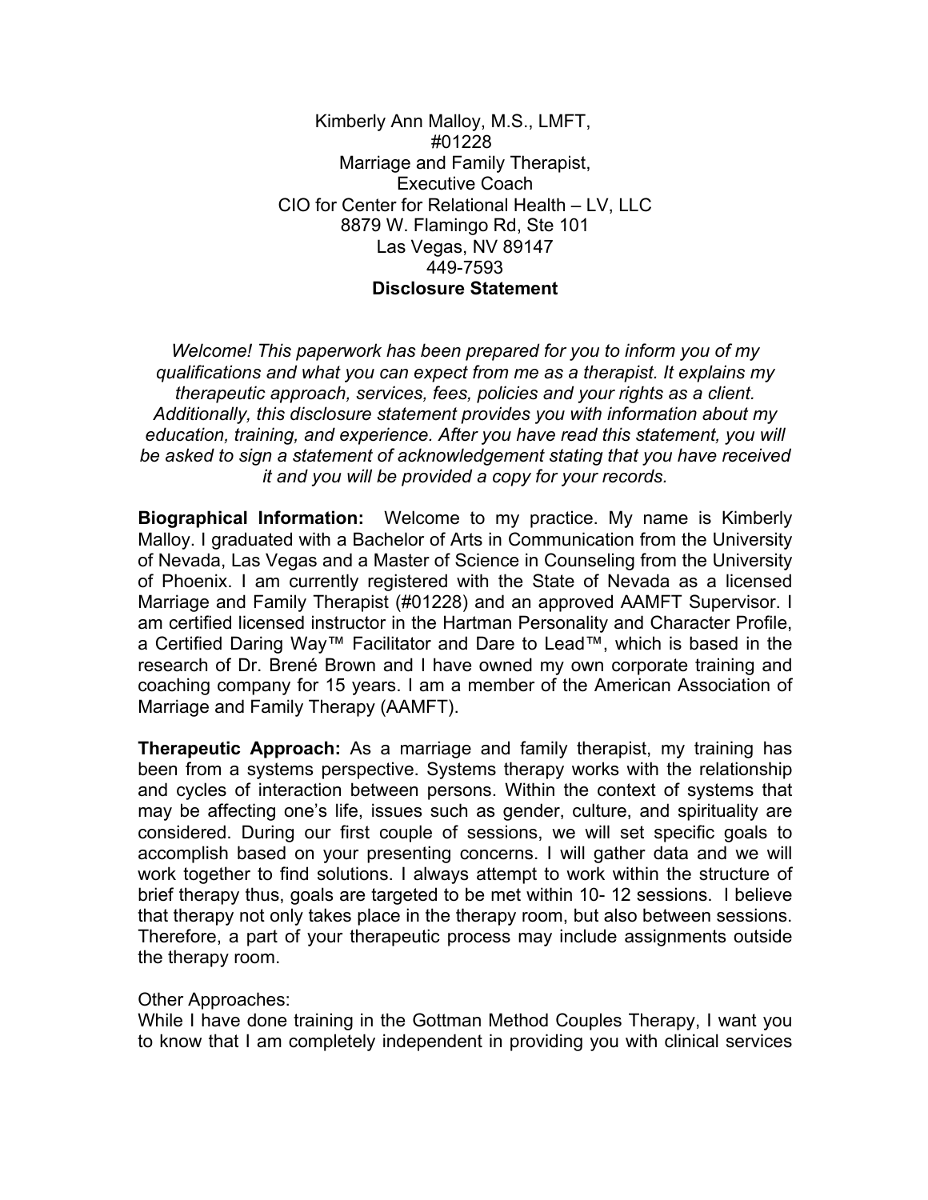Kimberly Ann Malloy, M.S., LMFT,
#01228
Marriage and Family Therapist,
Executive Coach
CIO for Center for Relational Health – LV, LLC
8879 W. Flamingo Rd, Ste 101
Las Vegas, NV 89147
449-7593

**Disclosure Statement**

*Welcome! This paperwork has been prepared for you to inform you of my qualifications and what you can expect from me as a therapist. It explains my therapeutic approach, services, fees, policies and your rights as a client. Additionally, this disclosure statement provides you with information about my education, training, and experience. After you have read this statement, you will be asked to sign a statement of acknowledgement stating that you have received it and you will be provided a copy for your records.*

**Biographical Information:** Welcome to my practice. My name is Kimberly Malloy. I graduated with a Bachelor of Arts in Communication from the University of Nevada, Las Vegas and a Master of Science in Counseling from the University of Phoenix. I am currently registered with the State of Nevada as a licensed Marriage and Family Therapist (#01228) and an approved AAMFT Supervisor. I am certified licensed instructor in the Hartman Personality and Character Profile, a Certified Daring Way™ Facilitator and Dare to Lead™, which is based in the research of Dr. Brené Brown and I have owned my own corporate training and coaching company for 15 years. I am a member of the American Association of Marriage and Family Therapy (AAMFT).

**Therapeutic Approach:** As a marriage and family therapist, my training has been from a systems perspective. Systems therapy works with the relationship and cycles of interaction between persons. Within the context of systems that may be affecting one's life, issues such as gender, culture, and spirituality are considered. During our first couple of sessions, we will set specific goals to accomplish based on your presenting concerns. I will gather data and we will work together to find solutions. I always attempt to work within the structure of brief therapy thus, goals are targeted to be met within 10- 12 sessions. I believe that therapy not only takes place in the therapy room, but also between sessions. Therefore, a part of your therapeutic process may include assignments outside the therapy room.

Other Approaches:
While I have done training in the Gottman Method Couples Therapy, I want you to know that I am completely independent in providing you with clinical services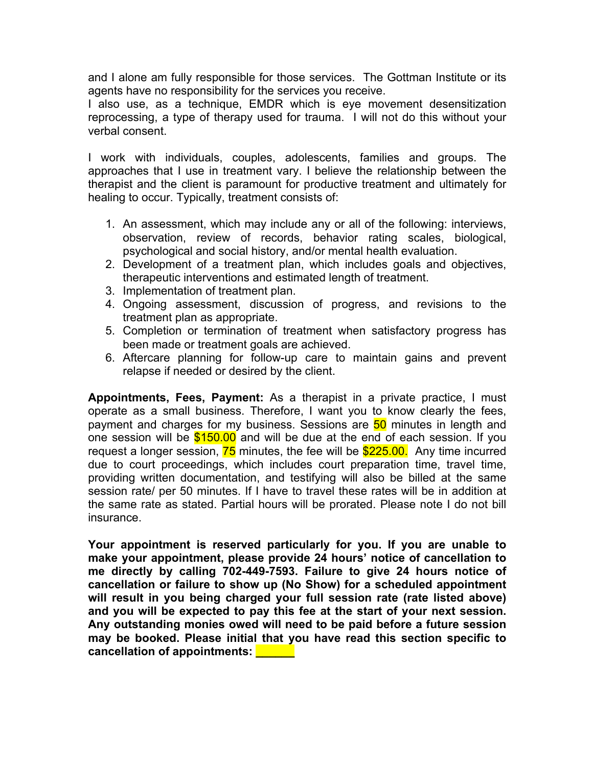and I alone am fully responsible for those services. The Gottman Institute or its agents have no responsibility for the services you receive.
I also use, as a technique, EMDR which is eye movement desensitization reprocessing, a type of therapy used for trauma. I will not do this without your verbal consent.

I work with individuals, couples, adolescents, families and groups. The approaches that I use in treatment vary. I believe the relationship between the therapist and the client is paramount for productive treatment and ultimately for healing to occur. Typically, treatment consists of:

1. An assessment, which may include any or all of the following: interviews, observation, review of records, behavior rating scales, biological, psychological and social history, and/or mental health evaluation.
2. Development of a treatment plan, which includes goals and objectives, therapeutic interventions and estimated length of treatment.
3. Implementation of treatment plan.
4. Ongoing assessment, discussion of progress, and revisions to the treatment plan as appropriate.
5. Completion or termination of treatment when satisfactory progress has been made or treatment goals are achieved.
6. Aftercare planning for follow-up care to maintain gains and prevent relapse if needed or desired by the client.

**Appointments, Fees, Payment:** As a therapist in a private practice, I must operate as a small business. Therefore, I want you to know clearly the fees, payment and charges for my business. Sessions are 50 minutes in length and one session will be $150.00 and will be due at the end of each session. If you request a longer session, 75 minutes, the fee will be $225.00. Any time incurred due to court proceedings, which includes court preparation time, travel time, providing written documentation, and testifying will also be billed at the same session rate/ per 50 minutes. If I have to travel these rates will be in addition at the same rate as stated. Partial hours will be prorated. Please note I do not bill insurance.

**Your appointment is reserved particularly for you. If you are unable to make your appointment, please provide 24 hours' notice of cancellation to me directly by calling 702-449-7593. Failure to give 24 hours notice of cancellation or failure to show up (No Show) for a scheduled appointment will result in you being charged your full session rate (rate listed above) and you will be expected to pay this fee at the start of your next session. Any outstanding monies owed will need to be paid before a future session may be booked. Please initial that you have read this section specific to cancellation of appointments: ______**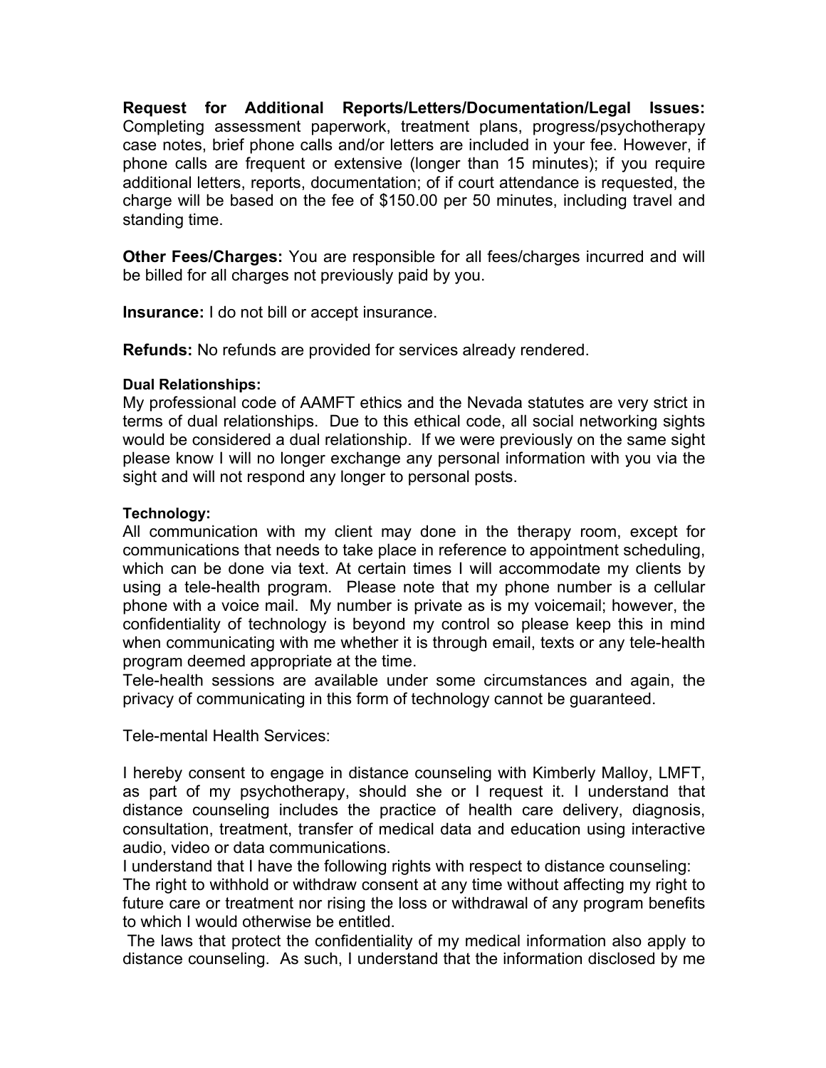**Request for Additional Reports/Letters/Documentation/Legal Issues:** Completing assessment paperwork, treatment plans, progress/psychotherapy case notes, brief phone calls and/or letters are included in your fee. However, if phone calls are frequent or extensive (longer than 15 minutes); if you require additional letters, reports, documentation; of if court attendance is requested, the charge will be based on the fee of $150.00 per 50 minutes, including travel and standing time.

**Other Fees/Charges:** You are responsible for all fees/charges incurred and will be billed for all charges not previously paid by you.

**Insurance:** I do not bill or accept insurance.

**Refunds:** No refunds are provided for services already rendered.

**Dual Relationships:**

My professional code of AAMFT ethics and the Nevada statutes are very strict in terms of dual relationships. Due to this ethical code, all social networking sights would be considered a dual relationship. If we were previously on the same sight please know I will no longer exchange any personal information with you via the sight and will not respond any longer to personal posts.

**Technology:**

All communication with my client may done in the therapy room, except for communications that needs to take place in reference to appointment scheduling, which can be done via text. At certain times I will accommodate my clients by using a tele-health program. Please note that my phone number is a cellular phone with a voice mail. My number is private as is my voicemail; however, the confidentiality of technology is beyond my control so please keep this in mind when communicating with me whether it is through email, texts or any tele-health program deemed appropriate at the time.

Tele-health sessions are available under some circumstances and again, the privacy of communicating in this form of technology cannot be guaranteed.

Tele-mental Health Services:

I hereby consent to engage in distance counseling with Kimberly Malloy, LMFT, as part of my psychotherapy, should she or I request it. I understand that distance counseling includes the practice of health care delivery, diagnosis, consultation, treatment, transfer of medical data and education using interactive audio, video or data communications.

I understand that I have the following rights with respect to distance counseling:

The right to withhold or withdraw consent at any time without affecting my right to future care or treatment nor rising the loss or withdrawal of any program benefits to which I would otherwise be entitled.

The laws that protect the confidentiality of my medical information also apply to distance counseling. As such, I understand that the information disclosed by me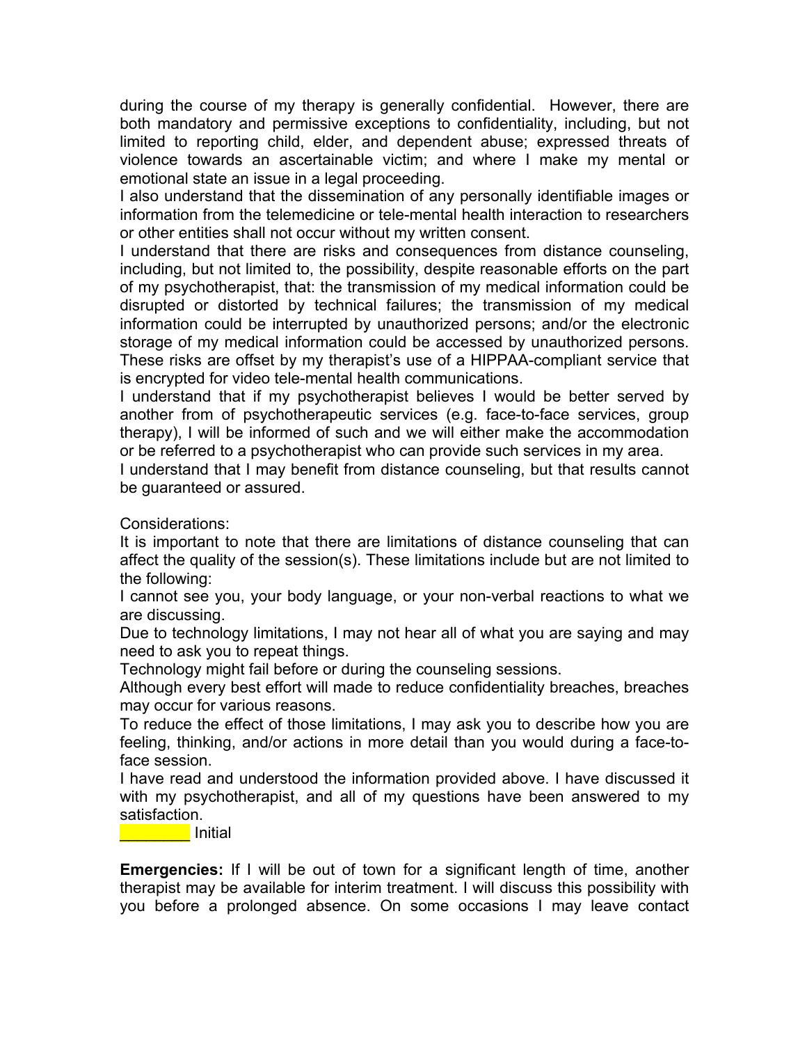during the course of my therapy is generally confidential. However, there are both mandatory and permissive exceptions to confidentiality, including, but not limited to reporting child, elder, and dependent abuse; expressed threats of violence towards an ascertainable victim; and where I make my mental or emotional state an issue in a legal proceeding.

I also understand that the dissemination of any personally identifiable images or information from the telemedicine or tele-mental health interaction to researchers or other entities shall not occur without my written consent.

I understand that there are risks and consequences from distance counseling, including, but not limited to, the possibility, despite reasonable efforts on the part of my psychotherapist, that: the transmission of my medical information could be disrupted or distorted by technical failures; the transmission of my medical information could be interrupted by unauthorized persons; and/or the electronic storage of my medical information could be accessed by unauthorized persons. These risks are offset by my therapist's use of a HIPPAA-compliant service that is encrypted for video tele-mental health communications.

I understand that if my psychotherapist believes I would be better served by another from of psychotherapeutic services (e.g. face-to-face services, group therapy), I will be informed of such and we will either make the accommodation or be referred to a psychotherapist who can provide such services in my area.

I understand that I may benefit from distance counseling, but that results cannot be guaranteed or assured.

Considerations:

It is important to note that there are limitations of distance counseling that can affect the quality of the session(s). These limitations include but are not limited to the following:

I cannot see you, your body language, or your non-verbal reactions to what we are discussing.

Due to technology limitations, I may not hear all of what you are saying and may need to ask you to repeat things.

Technology might fail before or during the counseling sessions.

Although every best effort will made to reduce confidentiality breaches, breaches may occur for various reasons.

To reduce the effect of those limitations, I may ask you to describe how you are feeling, thinking, and/or actions in more detail than you would during a face-to-face session.

I have read and understood the information provided above. I have discussed it with my psychotherapist, and all of my questions have been answered to my satisfaction.

________ Initial

**Emergencies:** If I will be out of town for a significant length of time, another therapist may be available for interim treatment. I will discuss this possibility with you before a prolonged absence. On some occasions I may leave contact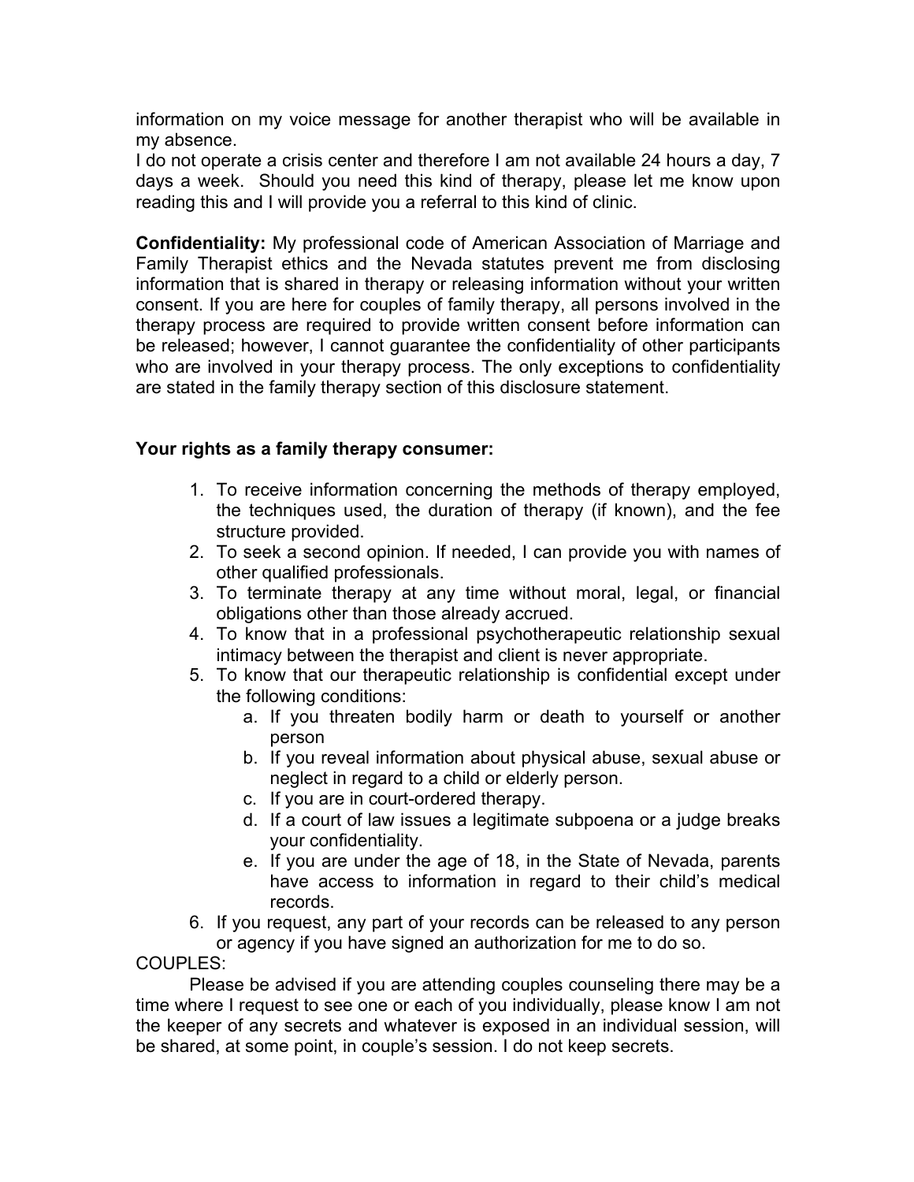information on my voice message for another therapist who will be available in my absence.

I do not operate a crisis center and therefore I am not available 24 hours a day, 7 days a week. Should you need this kind of therapy, please let me know upon reading this and I will provide you a referral to this kind of clinic.

**Confidentiality:** My professional code of American Association of Marriage and Family Therapist ethics and the Nevada statutes prevent me from disclosing information that is shared in therapy or releasing information without your written consent. If you are here for couples of family therapy, all persons involved in the therapy process are required to provide written consent before information can be released; however, I cannot guarantee the confidentiality of other participants who are involved in your therapy process. The only exceptions to confidentiality are stated in the family therapy section of this disclosure statement.

**Your rights as a family therapy consumer:**

1. To receive information concerning the methods of therapy employed, the techniques used, the duration of therapy (if known), and the fee structure provided.
2. To seek a second opinion. If needed, I can provide you with names of other qualified professionals.
3. To terminate therapy at any time without moral, legal, or financial obligations other than those already accrued.
4. To know that in a professional psychotherapeutic relationship sexual intimacy between the therapist and client is never appropriate.
5. To know that our therapeutic relationship is confidential except under the following conditions:
   a. If you threaten bodily harm or death to yourself or another person
   b. If you reveal information about physical abuse, sexual abuse or neglect in regard to a child or elderly person.
   c. If you are in court-ordered therapy.
   d. If a court of law issues a legitimate subpoena or a judge breaks your confidentiality.
   e. If you are under the age of 18, in the State of Nevada, parents have access to information in regard to their child's medical records.
6. If you request, any part of your records can be released to any person or agency if you have signed an authorization for me to do so.

COUPLES:

Please be advised if you are attending couples counseling there may be a time where I request to see one or each of you individually, please know I am not the keeper of any secrets and whatever is exposed in an individual session, will be shared, at some point, in couple's session. I do not keep secrets.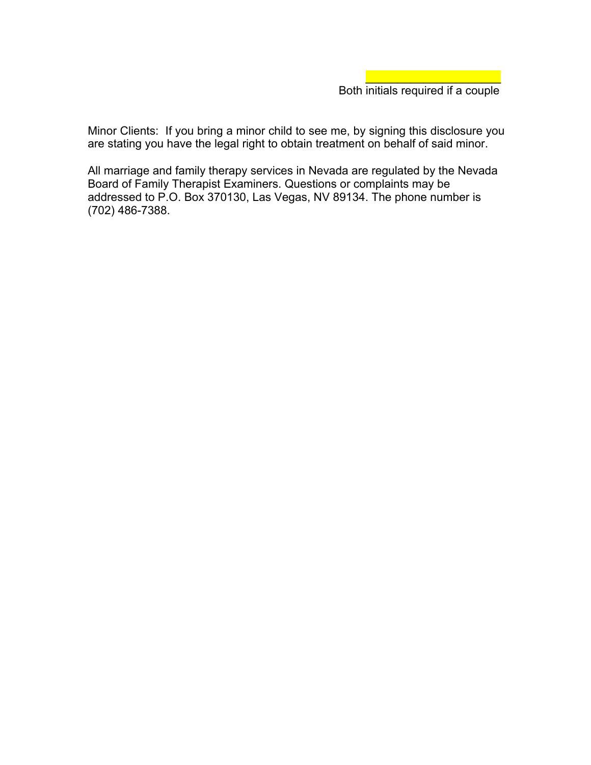_______________________

Both initials required if a couple

Minor Clients: If you bring a minor child to see me, by signing this disclosure you are stating you have the legal right to obtain treatment on behalf of said minor.

All marriage and family therapy services in Nevada are regulated by the Nevada Board of Family Therapist Examiners. Questions or complaints may be addressed to P.O. Box 370130, Las Vegas, NV 89134. The phone number is (702) 486-7388.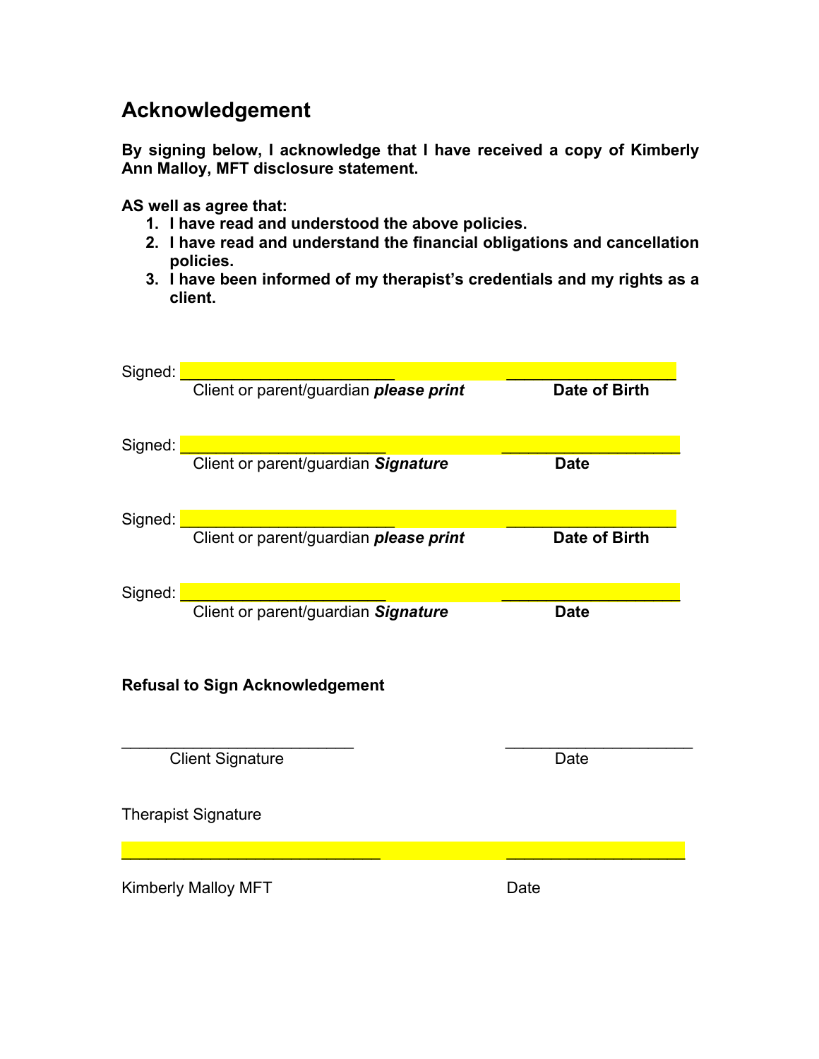## Acknowledgement

**By signing below, I acknowledge that I have received a copy of Kimberly Ann Malloy, MFT disclosure statement.**

**AS well as agree that:**

1. **I have read and understood the above policies.**
2. **I have read and understand the financial obligations and cancellation policies.**
3. **I have been informed of my therapist's credentials and my rights as a client.**

Signed: ________________________  ____________________

Client or parent/guardian ***please print*** **Date of Birth**

Signed: ________________________  ____________________

Client or parent/guardian ***Signature*** **Date**

Signed: ________________________  ____________________

Client or parent/guardian ***please print*** **Date of Birth**

Signed: ________________________  ____________________

Client or parent/guardian ***Signature*** **Date**

**Refusal to Sign Acknowledgement**

__________________________  ____________________

Client Signature Date

Therapist Signature

______________________________  ____________________

Kimberly Malloy MFT Date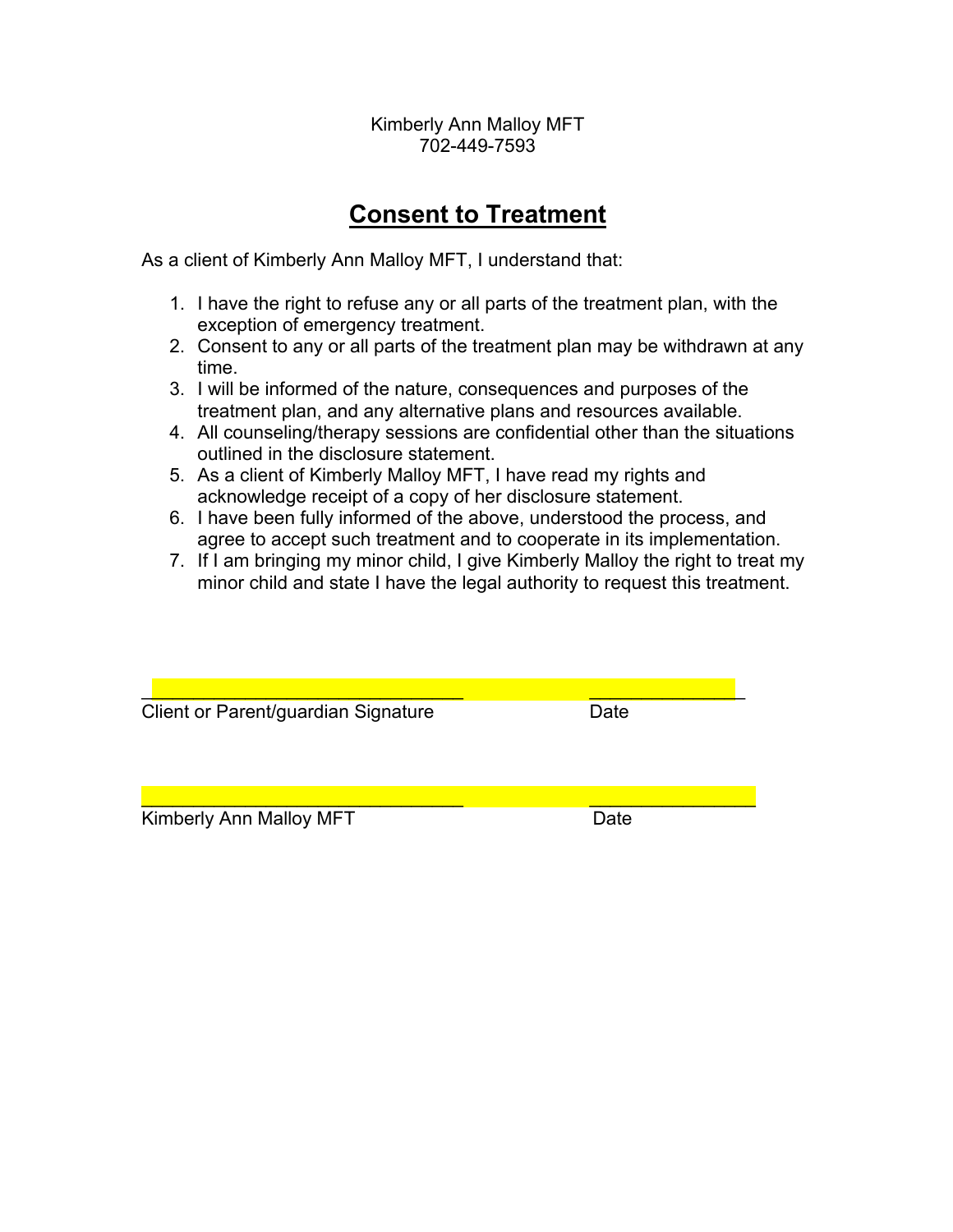Kimberly Ann Malloy MFT
702-449-7593

# Consent to Treatment

As a client of Kimberly Ann Malloy MFT, I understand that:

1. I have the right to refuse any or all parts of the treatment plan, with the exception of emergency treatment.
2. Consent to any or all parts of the treatment plan may be withdrawn at any time.
3. I will be informed of the nature, consequences and purposes of the treatment plan, and any alternative plans and resources available.
4. All counseling/therapy sessions are confidential other than the situations outlined in the disclosure statement.
5. As a client of Kimberly Malloy MFT, I have read my rights and acknowledge receipt of a copy of her disclosure statement.
6. I have been fully informed of the above, understood the process, and agree to accept such treatment and to cooperate in its implementation.
7. If I am bringing my minor child, I give Kimberly Malloy the right to treat my minor child and state I have the legal authority to request this treatment.

_______________________________ _______________

Client or Parent/guardian Signature Date

_______________________________ _______________

Kimberly Ann Malloy MFT Date